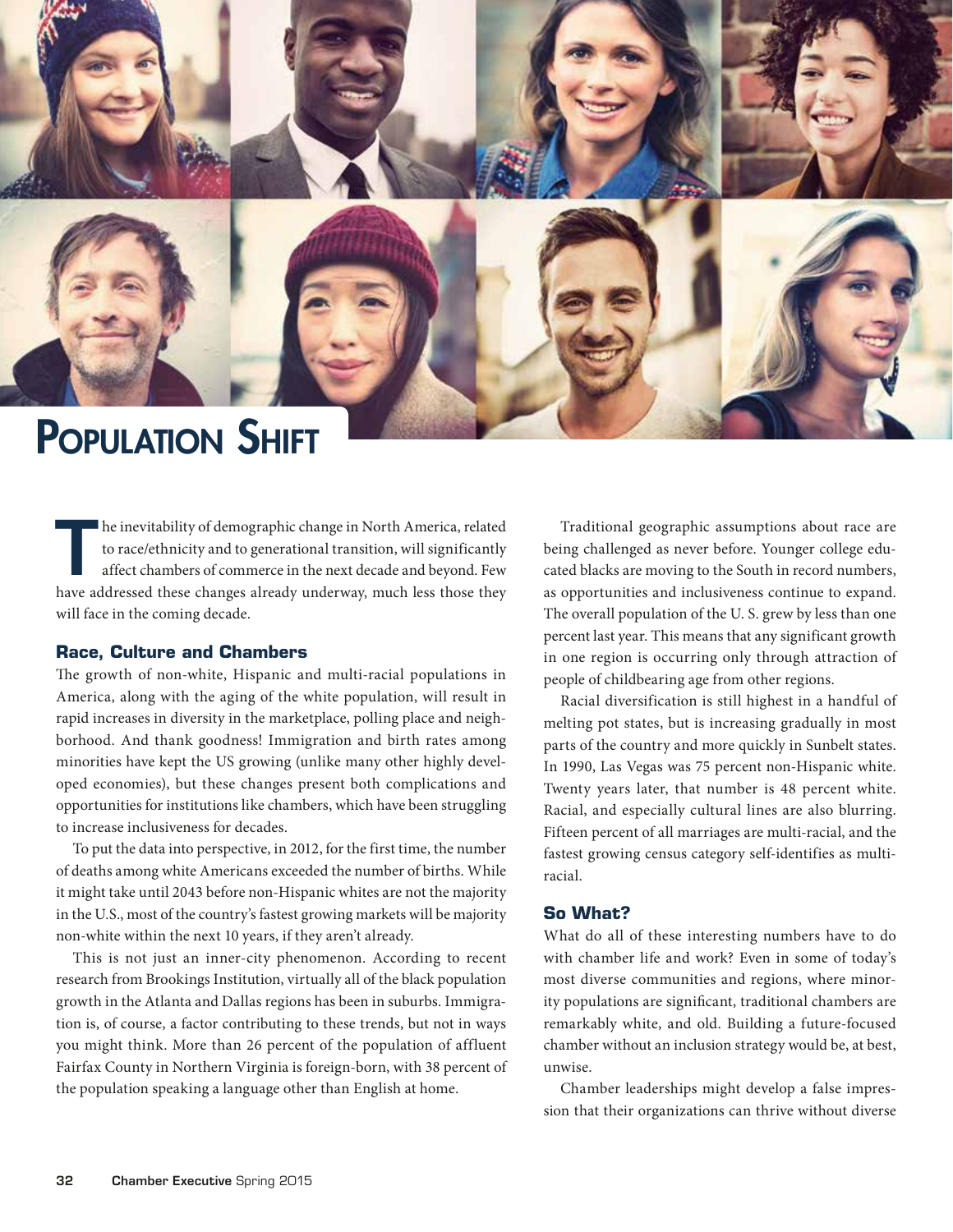# Population Shift

The inevitability of demographic change in North America, related to race/ethnicity and to generational transition, will significantly affect chambers of commerce in the next decade and beyond. Few have addressed these changes already underway, much less those they will face in the coming decade.

### Race, Culture and Chambers

The growth of non-white, Hispanic and multi-racial populations in America, along with the aging of the white population, will result in rapid increases in diversity in the marketplace, polling place and neighborhood. And thank goodness! Immigration and birth rates among minorities have kept the US growing (unlike many other highly developed economies), but these changes present both complications and opportunities for institutions like chambers, which have been struggling to increase inclusiveness for decades.

To put the data into perspective, in 2012, for the first time, the number of deaths among white Americans exceeded the number of births. While it might take until 2043 before non-Hispanic whites are not the majority in the U.S., most of the country's fastest growing markets will be majority non-white within the next 10 years, if they aren't already.

This is not just an inner-city phenomenon. According to recent research from Brookings Institution, virtually all of the black population growth in the Atlanta and Dallas regions has been in suburbs. Immigration is, of course, a factor contributing to these trends, but not in ways you might think. More than 26 percent of the population of affluent Fairfax County in Northern Virginia is foreign-born, with 38 percent of the population speaking a language other than English at home.

Traditional geographic assumptions about race are being challenged as never before. Younger college educated blacks are moving to the South in record numbers, as opportunities and inclusiveness continue to expand. The overall population of the U. S. grew by less than one percent last year. This means that any significant growth in one region is occurring only through attraction of people of childbearing age from other regions.

Racial diversification is still highest in a handful of melting pot states, but is increasing gradually in most parts of the country and more quickly in Sunbelt states. In 1990, Las Vegas was 75 percent non-Hispanic white. Twenty years later, that number is 48 percent white. Racial, and especially cultural lines are also blurring. Fifteen percent of all marriages are multi-racial, and the fastest growing census category self-identifies as multi-racial.

### So What?

What do all of these interesting numbers have to do with chamber life and work? Even in some of today's most diverse communities and regions, where minority populations are significant, traditional chambers are remarkably white, and old. Building a future-focused chamber without an inclusion strategy would be, at best, unwise.

Chamber leaderships might develop a false impression that their organizations can thrive without diverse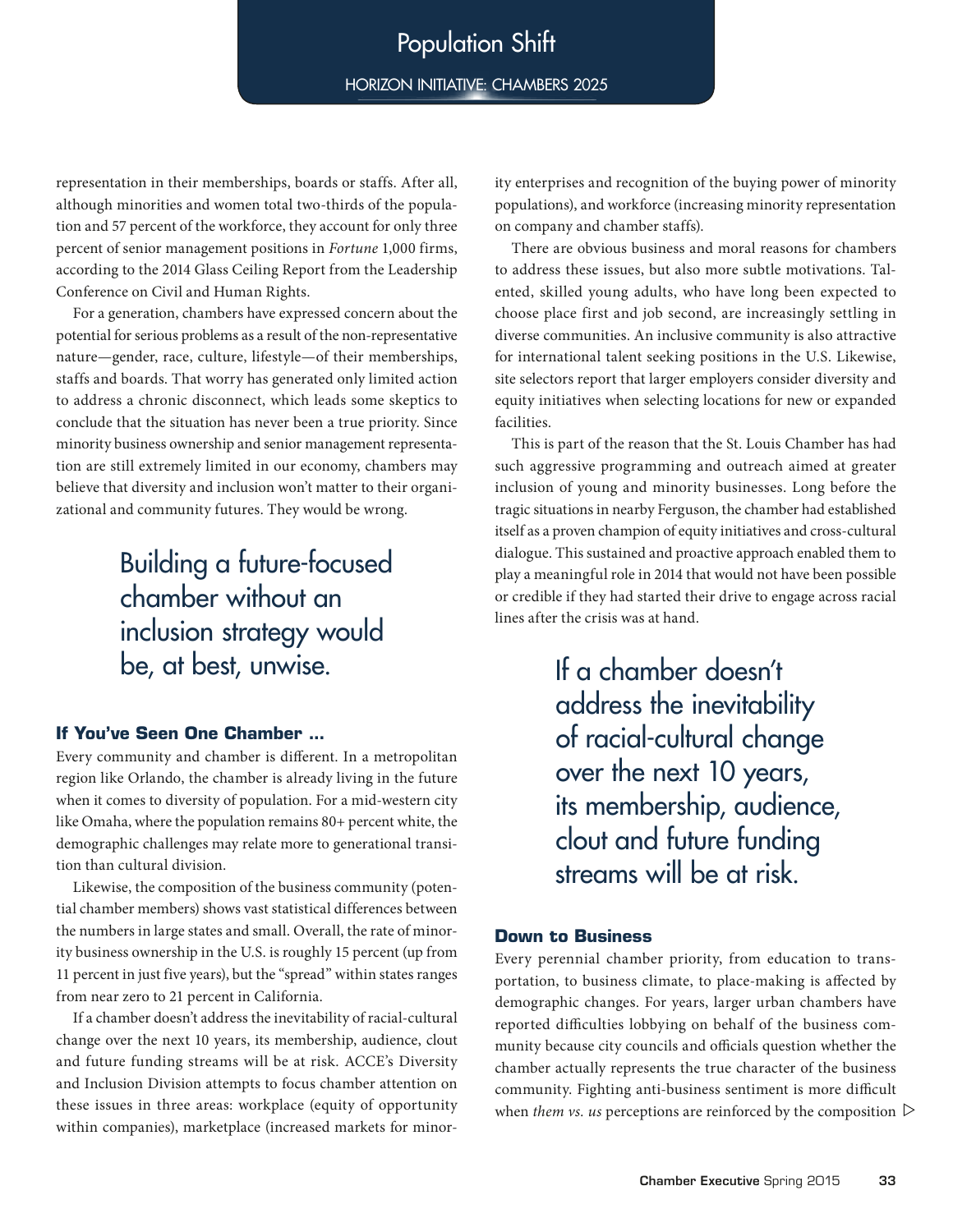representation in their memberships, boards or staffs. After all, although minorities and women total two-thirds of the population and 57 percent of the workforce, they account for only three percent of senior management positions in *Fortune* 1,000 firms, according to the 2014 Glass Ceiling Report from the Leadership Conference on Civil and Human Rights.

For a generation, chambers have expressed concern about the potential for serious problems as a result of the non-representative nature—gender, race, culture, lifestyle—of their memberships, staffs and boards. That worry has generated only limited action to address a chronic disconnect, which leads some skeptics to conclude that the situation has never been a true priority. Since minority business ownership and senior management representation are still extremely limited in our economy, chambers may believe that diversity and inclusion won't matter to their organizational and community futures. They would be wrong.

> Building a future-focused chamber without an inclusion strategy would be, at best, unwise.

### If You've Seen One Chamber ...

Every community and chamber is different. In a metropolitan region like Orlando, the chamber is already living in the future when it comes to diversity of population. For a mid-western city like Omaha, where the population remains 80+ percent white, the demographic challenges may relate more to generational transition than cultural division.

Likewise, the composition of the business community (potential chamber members) shows vast statistical differences between the numbers in large states and small. Overall, the rate of minority business ownership in the U.S. is roughly 15 percent (up from 11 percent in just five years), but the "spread" within states ranges from near zero to 21 percent in California.

If a chamber doesn't address the inevitability of racial-cultural change over the next 10 years, its membership, audience, clout and future funding streams will be at risk. ACCE's Diversity and Inclusion Division attempts to focus chamber attention on these issues in three areas: workplace (equity of opportunity within companies), marketplace (increased markets for minority enterprises and recognition of the buying power of minority populations), and workforce (increasing minority representation on company and chamber staffs).

There are obvious business and moral reasons for chambers to address these issues, but also more subtle motivations. Talented, skilled young adults, who have long been expected to choose place first and job second, are increasingly settling in diverse communities. An inclusive community is also attractive for international talent seeking positions in the U.S. Likewise, site selectors report that larger employers consider diversity and equity initiatives when selecting locations for new or expanded facilities.

This is part of the reason that the St. Louis Chamber has had such aggressive programming and outreach aimed at greater inclusion of young and minority businesses. Long before the tragic situations in nearby Ferguson, the chamber had established itself as a proven champion of equity initiatives and cross-cultural dialogue. This sustained and proactive approach enabled them to play a meaningful role in 2014 that would not have been possible or credible if they had started their drive to engage across racial lines after the crisis was at hand.

> If a chamber doesn't address the inevitability of racial-cultural change over the next 10 years, its membership, audience, clout and future funding streams will be at risk.

### Down to Business

Every perennial chamber priority, from education to transportation, to business climate, to place-making is affected by demographic changes. For years, larger urban chambers have reported difficulties lobbying on behalf of the business community because city councils and officials question whether the chamber actually represents the true character of the business community. Fighting anti-business sentiment is more difficult when *them vs. us* perceptions are reinforced by the composition ▷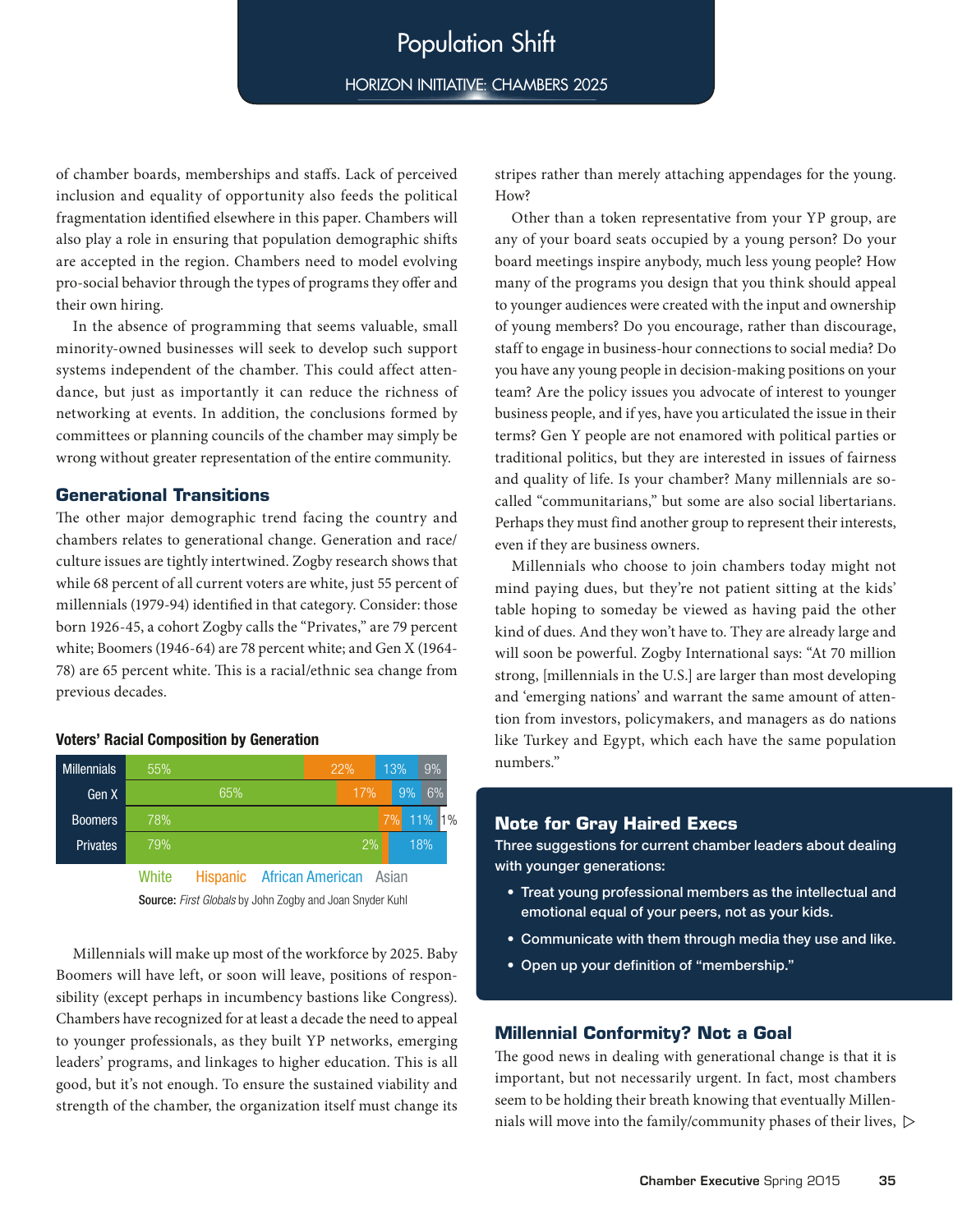of chamber boards, memberships and staffs. Lack of perceived inclusion and equality of opportunity also feeds the political fragmentation identified elsewhere in this paper. Chambers will also play a role in ensuring that population demographic shifts are accepted in the region. Chambers need to model evolving pro-social behavior through the types of programs they offer and their own hiring.

In the absence of programming that seems valuable, small minority-owned businesses will seek to develop such support systems independent of the chamber. This could affect attendance, but just as importantly it can reduce the richness of networking at events. In addition, the conclusions formed by committees or planning councils of the chamber may simply be wrong without greater representation of the entire community.

## Generational Transitions

The other major demographic trend facing the country and chambers relates to generational change. Generation and race/culture issues are tightly intertwined. Zogby research shows that while 68 percent of all current voters are white, just 55 percent of millennials (1979-94) identified in that category. Consider: those born 1926-45, a cohort Zogby calls the "Privates," are 79 percent white; Boomers (1946-64) are 78 percent white; and Gen X (1964-78) are 65 percent white. This is a racial/ethnic sea change from previous decades.

**Voters' Racial Composition by Generation**

| Generation | White | Hispanic | African American | Asian |
|---|---|---|---|---|
| Millennials | 55% | 22% | 13% | 9% |
| Gen X | 65% | 17% | 9% | 6% |
| Boomers | 78% | 7% | 11% | 1% |
| Privates | 79% | 2% | 18% | |

Source: *First Globals* by John Zogby and Joan Snyder Kuhl

Millennials will make up most of the workforce by 2025. Baby Boomers will have left, or soon will leave, positions of responsibility (except perhaps in incumbency bastions like Congress). Chambers have recognized for at least a decade the need to appeal to younger professionals, as they built YP networks, emerging leaders' programs, and linkages to higher education. This is all good, but it's not enough. To ensure the sustained viability and strength of the chamber, the organization itself must change its stripes rather than merely attaching appendages for the young. How?

Other than a token representative from your YP group, are any of your board seats occupied by a young person? Do your board meetings inspire anybody, much less young people? How many of the programs you design that you think should appeal to younger audiences were created with the input and ownership of young members? Do you encourage, rather than discourage, staff to engage in business-hour connections to social media? Do you have any young people in decision-making positions on your team? Are the policy issues you advocate of interest to younger business people, and if yes, have you articulated the issue in their terms? Gen Y people are not enamored with political parties or traditional politics, but they are interested in issues of fairness and quality of life. Is your chamber? Many millennials are so-called "communitarians," but some are also social libertarians. Perhaps they must find another group to represent their interests, even if they are business owners.

Millennials who choose to join chambers today might not mind paying dues, but they're not patient sitting at the kids' table hoping to someday be viewed as having paid the other kind of dues. And they won't have to. They are already large and will soon be powerful. Zogby International says: "At 70 million strong, [millennials in the U.S.] are larger than most developing and 'emerging nations' and warrant the same amount of attention from investors, policymakers, and managers as do nations like Turkey and Egypt, which each have the same population numbers."

### Note for Gray Haired Execs

**Three suggestions for current chamber leaders about dealing with younger generations:**

- Treat young professional members as the intellectual and emotional equal of your peers, not as your kids.
- Communicate with them through media they use and like.
- Open up your definition of "membership."

## Millennial Conformity? Not a Goal

The good news in dealing with generational change is that it is important, but not necessarily urgent. In fact, most chambers seem to be holding their breath knowing that eventually Millennials will move into the family/community phases of their lives,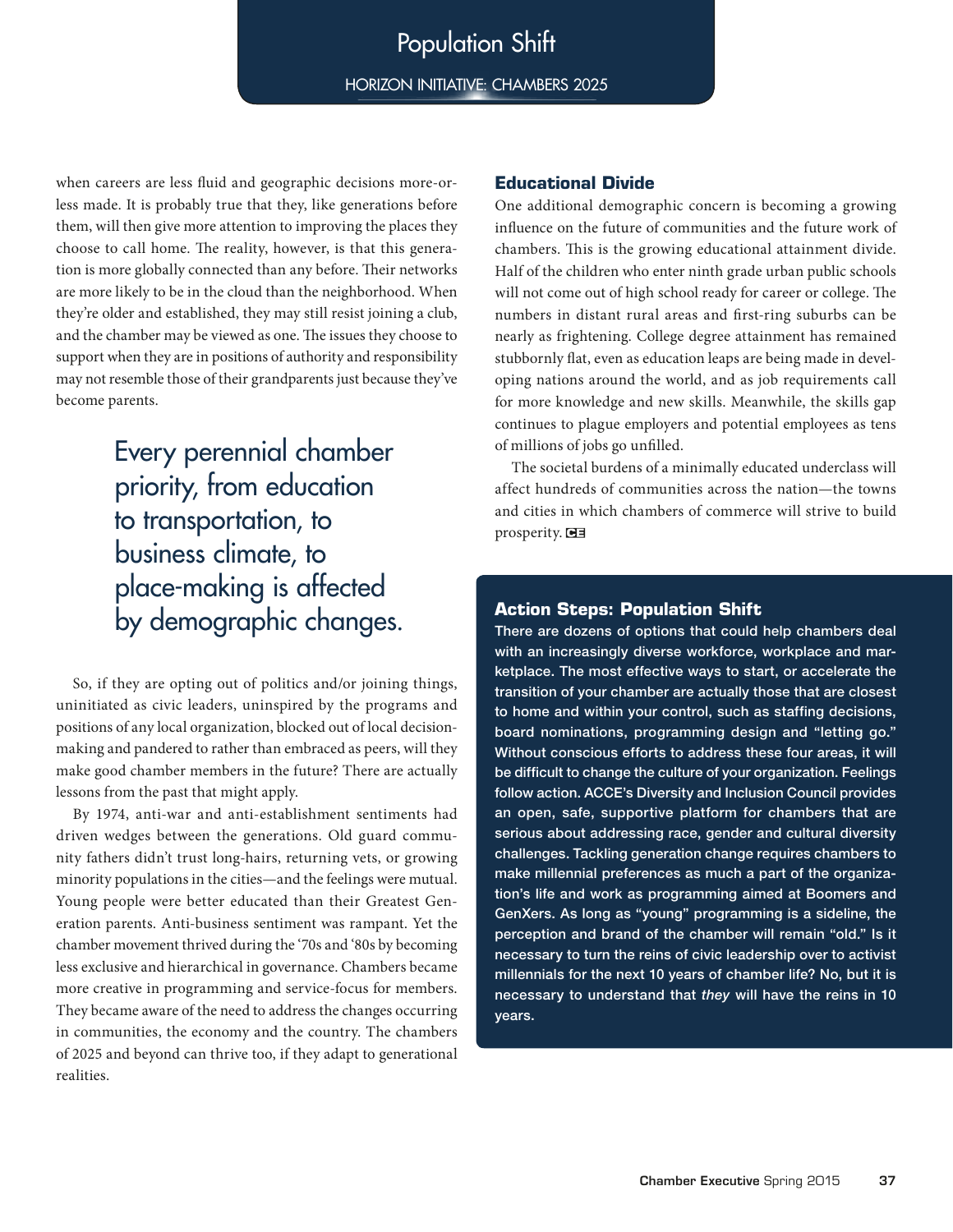when careers are less fluid and geographic decisions more-or-less made. It is probably true that they, like generations before them, will then give more attention to improving the places they choose to call home. The reality, however, is that this generation is more globally connected than any before. Their networks are more likely to be in the cloud than the neighborhood. When they're older and established, they may still resist joining a club, and the chamber may be viewed as one. The issues they choose to support when they are in positions of authority and responsibility may not resemble those of their grandparents just because they've become parents.

> Every perennial chamber priority, from education to transportation, to business climate, to place-making is affected by demographic changes.

So, if they are opting out of politics and/or joining things, uninitiated as civic leaders, uninspired by the programs and positions of any local organization, blocked out of local decision-making and pandered to rather than embraced as peers, will they make good chamber members in the future? There are actually lessons from the past that might apply.

By 1974, anti-war and anti-establishment sentiments had driven wedges between the generations. Old guard community fathers didn't trust long-hairs, returning vets, or growing minority populations in the cities—and the feelings were mutual. Young people were better educated than their Greatest Generation parents. Anti-business sentiment was rampant. Yet the chamber movement thrived during the '70s and '80s by becoming less exclusive and hierarchical in governance. Chambers became more creative in programming and service-focus for members. They became aware of the need to address the changes occurring in communities, the economy and the country. The chambers of 2025 and beyond can thrive too, if they adapt to generational realities.

## Educational Divide

One additional demographic concern is becoming a growing influence on the future of communities and the future work of chambers. This is the growing educational attainment divide. Half of the children who enter ninth grade urban public schools will not come out of high school ready for career or college. The numbers in distant rural areas and first-ring suburbs can be nearly as frightening. College degree attainment has remained stubbornly flat, even as education leaps are being made in developing nations around the world, and as job requirements call for more knowledge and new skills. Meanwhile, the skills gap continues to plague employers and potential employees as tens of millions of jobs go unfilled.

The societal burdens of a minimally educated underclass will affect hundreds of communities across the nation—the towns and cities in which chambers of commerce will strive to build prosperity. CE

## Action Steps: Population Shift

**There are dozens of options that could help chambers deal with an increasingly diverse workforce, workplace and marketplace. The most effective ways to start, or accelerate the transition of your chamber are actually those that are closest to home and within your control, such as staffing decisions, board nominations, programming design and "letting go." Without conscious efforts to address these four areas, it will be difficult to change the culture of your organization. Feelings follow action. ACCE's Diversity and Inclusion Council provides an open, safe, supportive platform for chambers that are serious about addressing race, gender and cultural diversity challenges. Tackling generation change requires chambers to make millennial preferences as much a part of the organization's life and work as programming aimed at Boomers and GenXers. As long as "young" programming is a sideline, the perception and brand of the chamber will remain "old." Is it necessary to turn the reins of civic leadership over to activist millennials for the next 10 years of chamber life? No, but it is necessary to understand that *they* will have the reins in 10 years.**